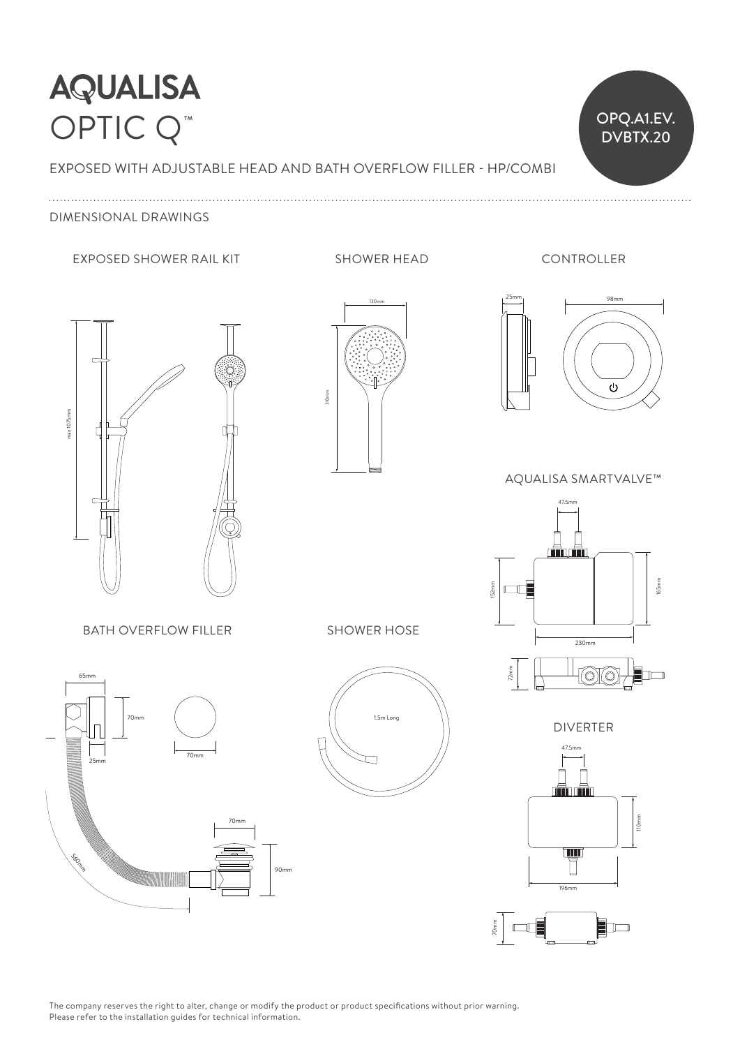# AQUALISA
# OPTIC Q™

OPQ.A1.EV.DVBTX.20

EXPOSED WITH ADJUSTABLE HEAD AND BATH OVERFLOW FILLER - HP/COMBI

DIMENSIONAL DRAWINGS

## EXPOSED SHOWER RAIL KIT

max 1075mm

## SHOWER HEAD

130mm

310mm

## CONTROLLER

25mm

98mm

## AQUALISA SMARTVALVE™

47.5mm

152mm

165mm

230mm

72mm

## BATH OVERFLOW FILLER

65mm

70mm

25mm

70mm

560mm

70mm

90mm

## SHOWER HOSE

1.5m Long

## DIVERTER

47.5mm

110mm

196mm

70mm

The company reserves the right to alter, change or modify the product or product specifications without prior warning.
Please refer to the installation guides for technical information.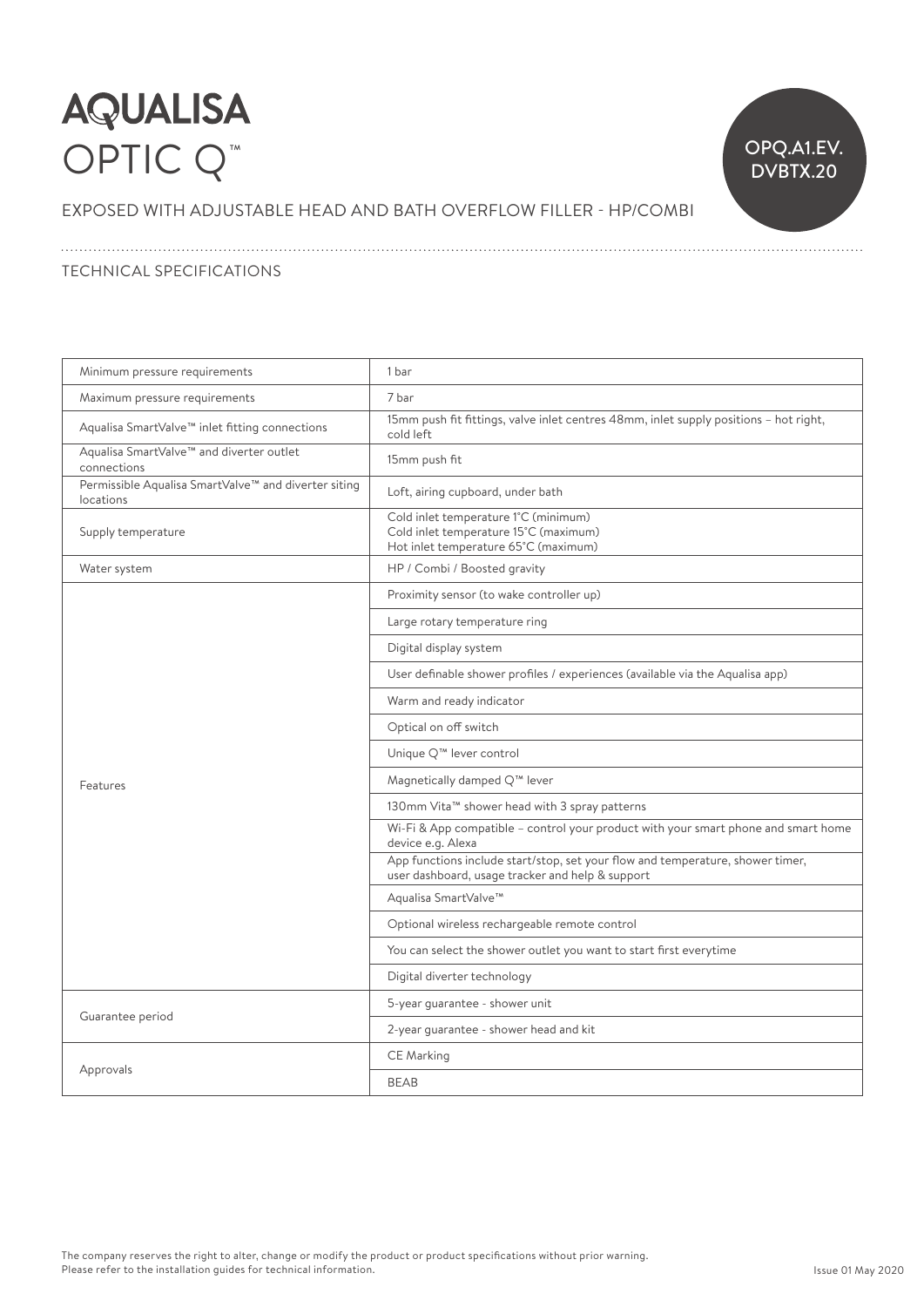# AQUALISA

# OPTIC Q™

OPQ.A1.EV.DVBTX.20

EXPOSED WITH ADJUSTABLE HEAD AND BATH OVERFLOW FILLER - HP/COMBI

TECHNICAL SPECIFICATIONS

| | |
|---|---|
| Minimum pressure requirements | 1 bar |
| Maximum pressure requirements | 7 bar |
| Aqualisa SmartValve™ inlet fitting connections | 15mm push fit fittings, valve inlet centres 48mm, inlet supply positions – hot right, cold left |
| Aqualisa SmartValve™ and diverter outlet connections | 15mm push fit |
| Permissible Aqualisa SmartValve™ and diverter siting locations | Loft, airing cupboard, under bath |
| Supply temperature | Cold inlet temperature 1°C (minimum)<br>Cold inlet temperature 15°C (maximum)<br>Hot inlet temperature 65°C (maximum) |
| Water system | HP / Combi / Boosted gravity |
| Features | Proximity sensor (to wake controller up) |
| | Large rotary temperature ring |
| | Digital display system |
| | User definable shower profiles / experiences (available via the Aqualisa app) |
| | Warm and ready indicator |
| | Optical on off switch |
| | Unique Q™ lever control |
| | Magnetically damped Q™ lever |
| | 130mm Vita™ shower head with 3 spray patterns |
| | Wi-Fi & App compatible – control your product with your smart phone and smart home device e.g. Alexa |
| | App functions include start/stop, set your flow and temperature, shower timer, user dashboard, usage tracker and help & support |
| | Aqualisa SmartValve™ |
| | Optional wireless rechargeable remote control |
| | You can select the shower outlet you want to start first everytime |
| | Digital diverter technology |
| Guarantee period | 5-year guarantee - shower unit |
| | 2-year guarantee - shower head and kit |
| Approvals | CE Marking |
| | BEAB |

The company reserves the right to alter, change or modify the product or product specifications without prior warning.
Please refer to the installation guides for technical information.

Issue 01 May 2020